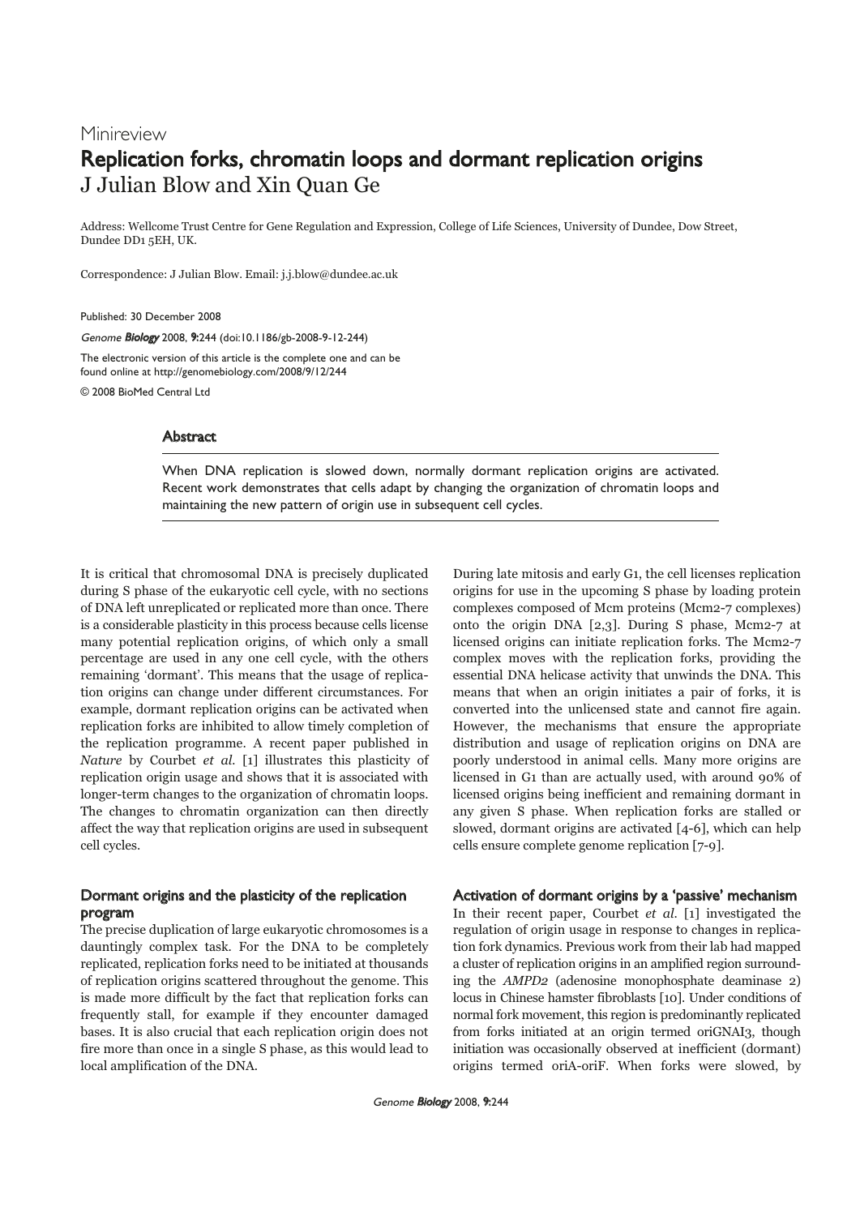Minireview

# Replication forks, chromatin loops and dormant replication origins

J Julian Blow and Xin Quan Ge

Address: Wellcome Trust Centre for Gene Regulation and Expression, College of Life Sciences, University of Dundee, Dow Street, Dundee DD1 5EH, UK.

Correspondence: J Julian Blow. Email: j.j.blow@dundee.ac.uk

Published: 30 December 2008

*Genome Biology* 2008, **9**:244 (doi:10.1186/gb-2008-9-12-244)

The electronic version of this article is the complete one and can be found online at http://genomebiology.com/2008/9/12/244

© 2008 BioMed Central Ltd

## Abstract

When DNA replication is slowed down, normally dormant replication origins are activated. Recent work demonstrates that cells adapt by changing the organization of chromatin loops and maintaining the new pattern of origin use in subsequent cell cycles.

It is critical that chromosomal DNA is precisely duplicated during S phase of the eukaryotic cell cycle, with no sections of DNA left unreplicated or replicated more than once. There is a considerable plasticity in this process because cells license many potential replication origins, of which only a small percentage are used in any one cell cycle, with the others remaining 'dormant'. This means that the usage of replication origins can change under different circumstances. For example, dormant replication origins can be activated when replication forks are inhibited to allow timely completion of the replication programme. A recent paper published in *Nature* by Courbet *et al.* [1] illustrates this plasticity of replication origin usage and shows that it is associated with longer-term changes to the organization of chromatin loops. The changes to chromatin organization can then directly affect the way that replication origins are used in subsequent cell cycles.

## Dormant origins and the plasticity of the replication program

The precise duplication of large eukaryotic chromosomes is a dauntingly complex task. For the DNA to be completely replicated, replication forks need to be initiated at thousands of replication origins scattered throughout the genome. This is made more difficult by the fact that replication forks can frequently stall, for example if they encounter damaged bases. It is also crucial that each replication origin does not fire more than once in a single S phase, as this would lead to local amplification of the DNA.

During late mitosis and early G1, the cell licenses replication origins for use in the upcoming S phase by loading protein complexes composed of Mcm proteins (Mcm2-7 complexes) onto the origin DNA [2,3]. During S phase, Mcm2-7 at licensed origins can initiate replication forks. The Mcm2-7 complex moves with the replication forks, providing the essential DNA helicase activity that unwinds the DNA. This means that when an origin initiates a pair of forks, it is converted into the unlicensed state and cannot fire again. However, the mechanisms that ensure the appropriate distribution and usage of replication origins on DNA are poorly understood in animal cells. Many more origins are licensed in G1 than are actually used, with around 90% of licensed origins being inefficient and remaining dormant in any given S phase. When replication forks are stalled or slowed, dormant origins are activated [4-6], which can help cells ensure complete genome replication [7-9].

## Activation of dormant origins by a 'passive' mechanism

In their recent paper, Courbet *et al.* [1] investigated the regulation of origin usage in response to changes in replication fork dynamics. Previous work from their lab had mapped a cluster of replication origins in an amplified region surrounding the *AMPD2* (adenosine monophosphate deaminase 2) locus in Chinese hamster fibroblasts [10]. Under conditions of normal fork movement, this region is predominantly replicated from forks initiated at an origin termed oriGNAI3, though initiation was occasionally observed at inefficient (dormant) origins termed oriA-oriF. When forks were slowed, by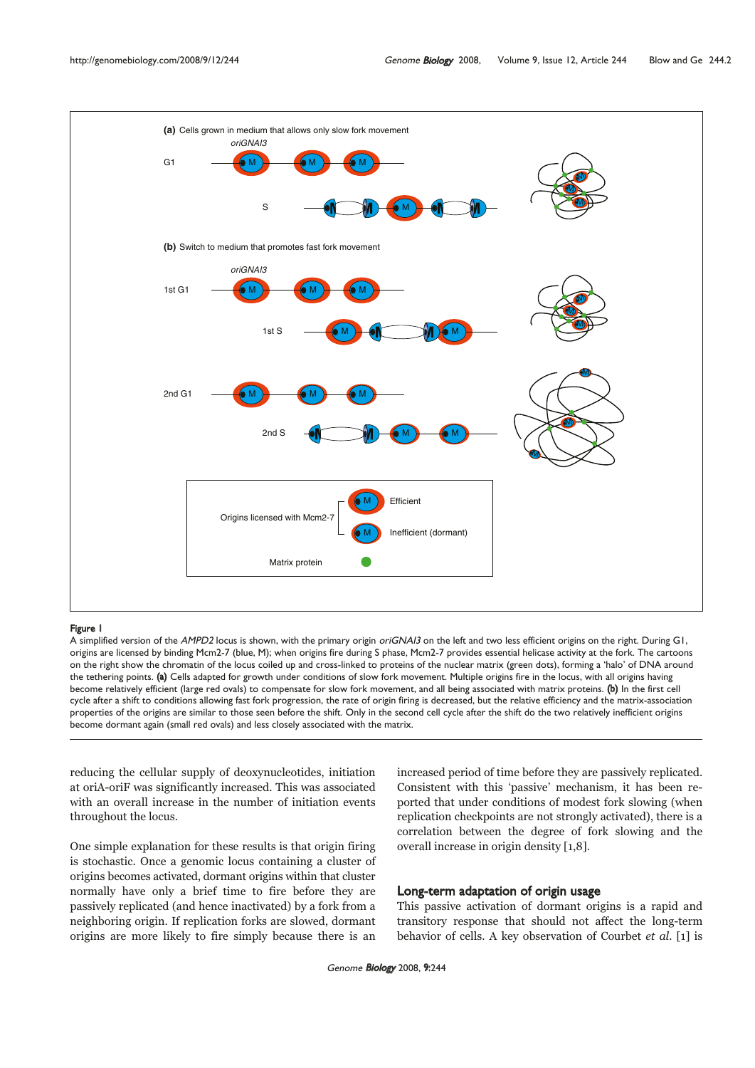**Figure 1**

A simplified version of the *AMPD2* locus is shown, with the primary origin *oriGNAI3* on the left and two less efficient origins on the right. During G1, origins are licensed by binding Mcm2-7 (blue, M); when origins fire during S phase, Mcm2-7 provides essential helicase activity at the fork. The cartoons on the right show the chromatin of the locus coiled up and cross-linked to proteins of the nuclear matrix (green dots), forming a 'halo' of DNA around the tethering points. **(a)** Cells adapted for growth under conditions of slow fork movement. Multiple origins fire in the locus, with all origins having become relatively efficient (large red ovals) to compensate for slow fork movement, and all being associated with matrix proteins. **(b)** In the first cell cycle after a shift to conditions allowing fast fork progression, the rate of origin firing is decreased, but the relative efficiency and the matrix-association properties of the origins are similar to those seen before the shift. Only in the second cell cycle after the shift do the two relatively inefficient origins become dormant again (small red ovals) and less closely associated with the matrix.

reducing the cellular supply of deoxynucleotides, initiation at oriA-oriF was significantly increased. This was associated with an overall increase in the number of initiation events throughout the locus.

One simple explanation for these results is that origin firing is stochastic. Once a genomic locus containing a cluster of origins becomes activated, dormant origins within that cluster normally have only a brief time to fire before they are passively replicated (and hence inactivated) by a fork from a neighboring origin. If replication forks are slowed, dormant origins are more likely to fire simply because there is an increased period of time before they are passively replicated. Consistent with this 'passive' mechanism, it has been reported that under conditions of modest fork slowing (when replication checkpoints are not strongly activated), there is a correlation between the degree of fork slowing and the overall increase in origin density [1,8].

## Long-term adaptation of origin usage

This passive activation of dormant origins is a rapid and transitory response that should not affect the long-term behavior of cells. A key observation of Courbet *et al.* [1] is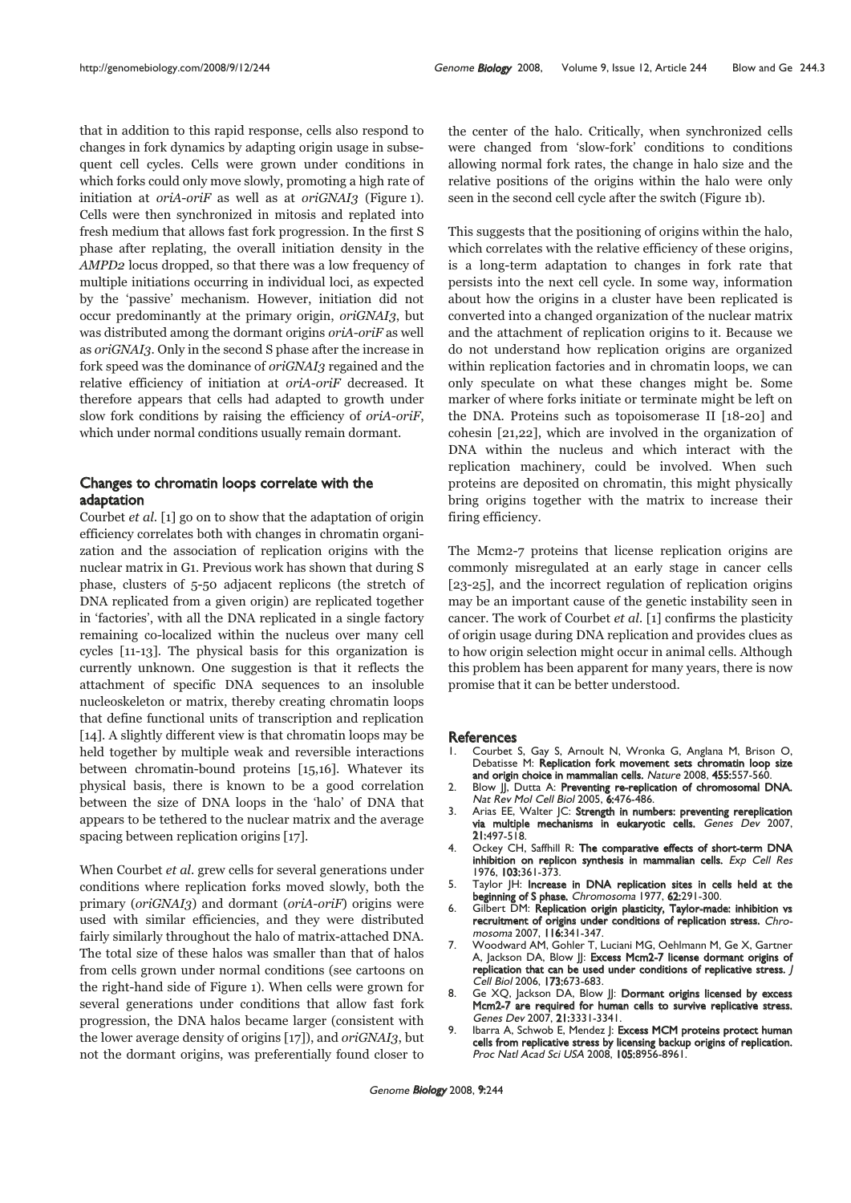that in addition to this rapid response, cells also respond to changes in fork dynamics by adapting origin usage in subsequent cell cycles. Cells were grown under conditions in which forks could only move slowly, promoting a high rate of initiation at *oriA-oriF* as well as at *oriGNAI3* (Figure 1). Cells were then synchronized in mitosis and replated into fresh medium that allows fast fork progression. In the first S phase after replating, the overall initiation density in the *AMPD2* locus dropped, so that there was a low frequency of multiple initiations occurring in individual loci, as expected by the 'passive' mechanism. However, initiation did not occur predominantly at the primary origin, *oriGNAI3*, but was distributed among the dormant origins *oriA-oriF* as well as *oriGNAI3*. Only in the second S phase after the increase in fork speed was the dominance of *oriGNAI3* regained and the relative efficiency of initiation at *oriA-oriF* decreased. It therefore appears that cells had adapted to growth under slow fork conditions by raising the efficiency of *oriA-oriF*, which under normal conditions usually remain dormant.

## Changes to chromatin loops correlate with the adaptation

Courbet *et al*. [1] go on to show that the adaptation of origin efficiency correlates both with changes in chromatin organization and the association of replication origins with the nuclear matrix in G1. Previous work has shown that during S phase, clusters of 5-50 adjacent replicons (the stretch of DNA replicated from a given origin) are replicated together in 'factories', with all the DNA replicated in a single factory remaining co-localized within the nucleus over many cell cycles [11-13]. The physical basis for this organization is currently unknown. One suggestion is that it reflects the attachment of specific DNA sequences to an insoluble nucleoskeleton or matrix, thereby creating chromatin loops that define functional units of transcription and replication [14]. A slightly different view is that chromatin loops may be held together by multiple weak and reversible interactions between chromatin-bound proteins [15,16]. Whatever its physical basis, there is known to be a good correlation between the size of DNA loops in the 'halo' of DNA that appears to be tethered to the nuclear matrix and the average spacing between replication origins [17].

When Courbet *et al*. grew cells for several generations under conditions where replication forks moved slowly, both the primary (*oriGNAI3*) and dormant (*oriA-oriF*) origins were used with similar efficiencies, and they were distributed fairly similarly throughout the halo of matrix-attached DNA. The total size of these halos was smaller than that of halos from cells grown under normal conditions (see cartoons on the right-hand side of Figure 1). When cells were grown for several generations under conditions that allow fast fork progression, the DNA halos became larger (consistent with the lower average density of origins [17]), and *oriGNAI3*, but not the dormant origins, was preferentially found closer to the center of the halo. Critically, when synchronized cells were changed from 'slow-fork' conditions to conditions allowing normal fork rates, the change in halo size and the relative positions of the origins within the halo were only seen in the second cell cycle after the switch (Figure 1b).

This suggests that the positioning of origins within the halo, which correlates with the relative efficiency of these origins, is a long-term adaptation to changes in fork rate that persists into the next cell cycle. In some way, information about how the origins in a cluster have been replicated is converted into a changed organization of the nuclear matrix and the attachment of replication origins to it. Because we do not understand how replication origins are organized within replication factories and in chromatin loops, we can only speculate on what these changes might be. Some marker of where forks initiate or terminate might be left on the DNA. Proteins such as topoisomerase II [18-20] and cohesin [21,22], which are involved in the organization of DNA within the nucleus and which interact with the replication machinery, could be involved. When such proteins are deposited on chromatin, this might physically bring origins together with the matrix to increase their firing efficiency.

The Mcm2-7 proteins that license replication origins are commonly misregulated at an early stage in cancer cells [23-25], and the incorrect regulation of replication origins may be an important cause of the genetic instability seen in cancer. The work of Courbet *et al*. [1] confirms the plasticity of origin usage during DNA replication and provides clues as to how origin selection might occur in animal cells. Although this problem has been apparent for many years, there is now promise that it can be better understood.

## References

1. Courbet S, Gay S, Arnoult N, Wronka G, Anglana M, Brison O, Debatisse M: **Replication fork movement sets chromatin loop size and origin choice in mammalian cells.** *Nature* 2008, **455:**557-560.
2. Blow JJ, Dutta A: **Preventing re-replication of chromosomal DNA.** *Nat Rev Mol Cell Biol* 2005, **6:**476-486.
3. Arias EE, Walter JC: **Strength in numbers: preventing rereplication via multiple mechanisms in eukaryotic cells.** *Genes Dev* 2007, **21:**497-518.
4. Ockey CH, Saffhill R: **The comparative effects of short-term DNA inhibition on replicon synthesis in mammalian cells.** *Exp Cell Res* 1976, **103:**361-373.
5. Taylor JH: **Increase in DNA replication sites in cells held at the beginning of S phase.** *Chromosoma* 1977, **62:**291-300.
6. Gilbert DM: **Replication origin plasticity, Taylor-made: inhibition vs recruitment of origins under conditions of replication stress.** *Chromosoma* 2007, **116:**341-347.
7. Woodward AM, Gohler T, Luciani MG, Oehlmann M, Ge X, Gartner A, Jackson DA, Blow JJ: **Excess Mcm2-7 license dormant origins of replication that can be used under conditions of replicative stress.** *J Cell Biol* 2006, **173:**673-683.
8. Ge XQ, Jackson DA, Blow JJ: **Dormant origins licensed by excess Mcm2-7 are required for human cells to survive replicative stress.** *Genes Dev* 2007, **21:**3331-3341.
9. Ibarra A, Schwob E, Mendez J: **Excess MCM proteins protect human cells from replicative stress by licensing backup origins of replication.** *Proc Natl Acad Sci USA* 2008, **105:**8956-8961.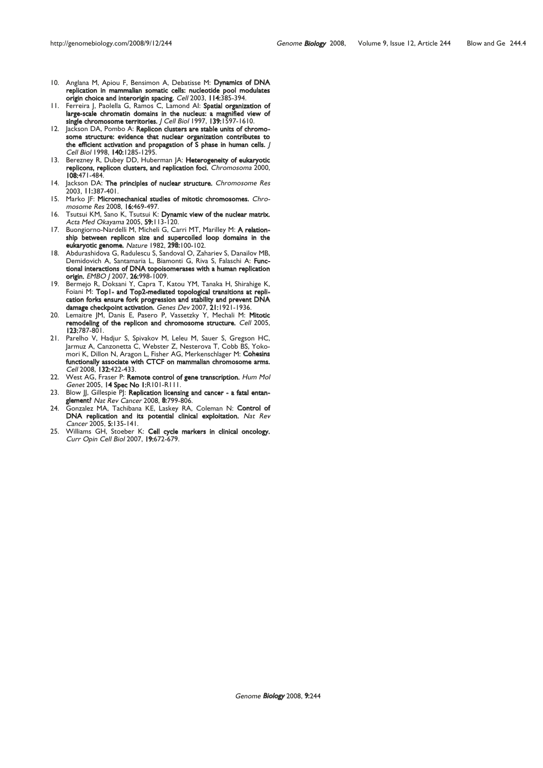10. Anglana M, Apiou F, Bensimon A, Debatisse M: **Dynamics of DNA replication in mammalian somatic cells: nucleotide pool modulates origin choice and interorigin spacing.** *Cell* 2003, **114:**385-394.
11. Ferreira J, Paolella G, Ramos C, Lamond AI: **Spatial organization of large-scale chromatin domains in the nucleus: a magnified view of single chromosome territories.** *J Cell Biol* 1997, **139:**1597-1610.
12. Jackson DA, Pombo A: **Replicon clusters are stable units of chromosome structure: evidence that nuclear organization contributes to the efficient activation and propagation of S phase in human cells.** *J Cell Biol* 1998, **140:**1285-1295.
13. Berezney R, Dubey DD, Huberman JA: **Heterogeneity of eukaryotic replicons, replicon clusters, and replication foci.** *Chromosoma* 2000, **108:**471-484.
14. Jackson DA: **The principles of nuclear structure.** *Chromosome Res* 2003, **11:**387-401.
15. Marko JF: **Micromechanical studies of mitotic chromosomes.** *Chromosome Res* 2008, **16:**469-497.
16. Tsutsui KM, Sano K, Tsutsui K: **Dynamic view of the nuclear matrix.** *Acta Med Okayama* 2005, **59:**113-120.
17. Buongiorno-Nardelli M, Micheli G, Carri MT, Marilley M: **A relationship between replicon size and supercoiled loop domains in the eukaryotic genome.** *Nature* 1982, **298:**100-102.
18. Abdurashidova G, Radulescu S, Sandoval O, Zahariev S, Danailov MB, Demidovich A, Santamaria L, Biamonti G, Riva S, Falaschi A: **Functional interactions of DNA topoisomerases with a human replication origin.** *EMBO J* 2007, **26:**998-1009.
19. Bermejo R, Doksani Y, Capra T, Katou YM, Tanaka H, Shirahige K, Foiani M: **Top1- and Top2-mediated topological transitions at replication forks ensure fork progression and stability and prevent DNA damage checkpoint activation.** *Genes Dev* 2007, **21:**1921-1936.
20. Lemaitre JM, Danis E, Pasero P, Vassetzky Y, Mechali M: **Mitotic remodeling of the replicon and chromosome structure.** *Cell* 2005, **123:**787-801.
21. Parelho V, Hadjur S, Spivakov M, Leleu M, Sauer S, Gregson HC, Jarmuz A, Canzonetta C, Webster Z, Nesterova T, Cobb BS, Yokomori K, Dillon N, Aragon L, Fisher AG, Merkenschlager M: **Cohesins functionally associate with CTCF on mammalian chromosome arms.** *Cell* 2008, **132:**422-433.
22. West AG, Fraser P: **Remote control of gene transcription.** *Hum Mol Genet* 2005, **14 Spec No 1:**R101-R111.
23. Blow JJ, Gillespie PJ: **Replication licensing and cancer - a fatal entanglement?** *Nat Rev Cancer* 2008, **8:**799-806.
24. Gonzalez MA, Tachibana KE, Laskey RA, Coleman N: **Control of DNA replication and its potential clinical exploitation.** *Nat Rev Cancer* 2005, **5:**135-141.
25. Williams GH, Stoeber K: **Cell cycle markers in clinical oncology.** *Curr Opin Cell Biol* 2007, **19:**672-679.